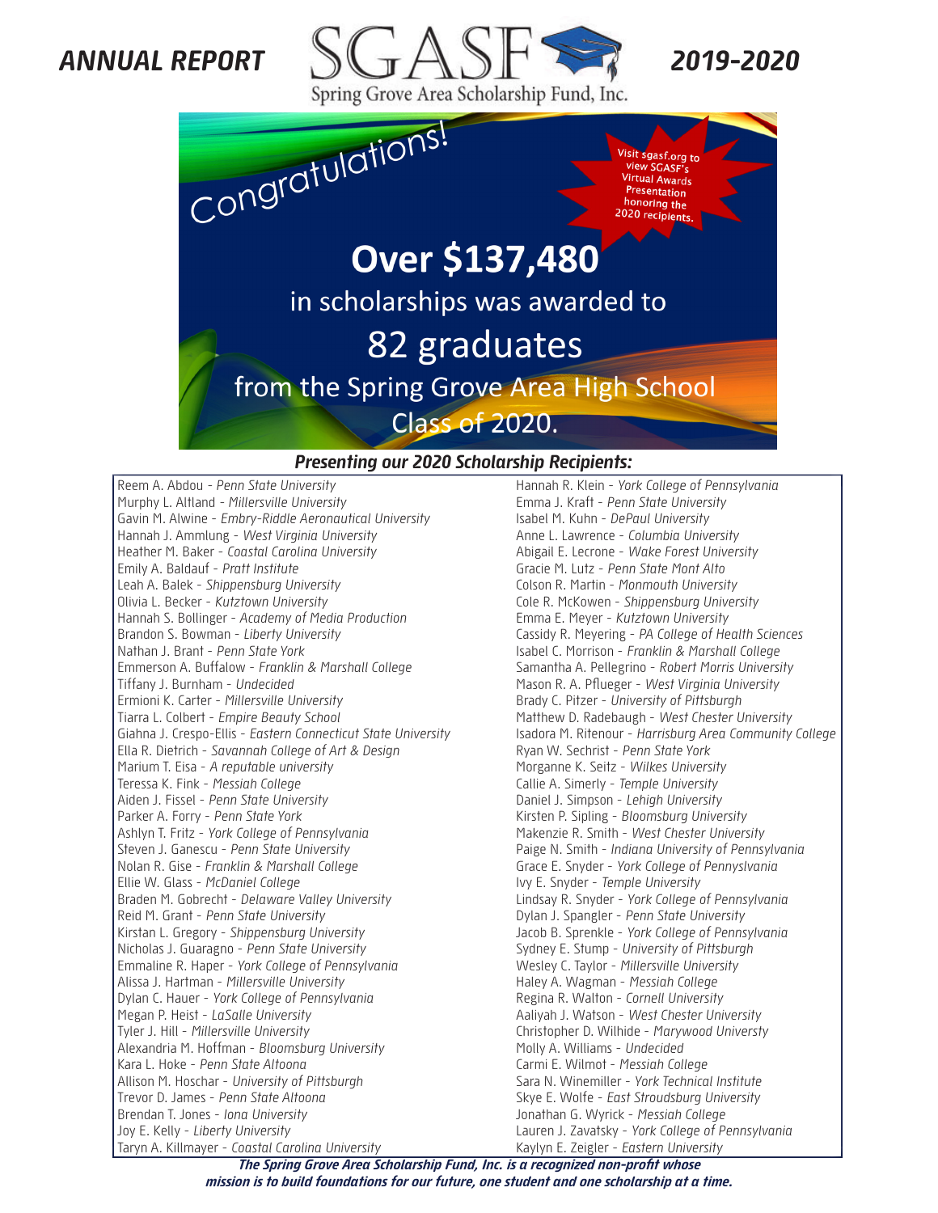# ANNUAL REPORT — SGASF — 2019-2020

Spring Grove Area Scholarship Fund, Inc.

*Congratulations!*

Visit sgasf.org to view SGASF's Virtual Awards Presentation honoring the 2020 recipients.

## Over $137,480

in scholarships was awarded to

## 82 graduates

from the Spring Grove Area High School Class of 2020.

### *Presenting our 2020 Scholarship Recipients:*

Reem A. Abdou - *Penn State University*
Murphy L. Altland - *Millersville University*
Gavin M. Alwine - *Embry-Riddle Aeronautical University*
Hannah J. Ammlung - *West Virginia University*
Heather M. Baker - *Coastal Carolina University*
Emily A. Baldauf - *Pratt Institute*
Leah A. Balek - *Shippensburg University*
Olivia L. Becker - *Kutztown University*
Hannah S. Bollinger - *Academy of Media Production*
Brandon S. Bowman - *Liberty University*
Nathan J. Brant - *Penn State York*
Emmerson A. Buffalow - *Franklin & Marshall College*
Tiffany J. Burnham - *Undecided*
Ermioni K. Carter - *Millersville University*
Tiarra L. Colbert - *Empire Beauty School*
Giahna J. Crespo-Ellis - *Eastern Connecticut State University*
Ella R. Dietrich - *Savannah College of Art & Design*
Marium T. Eisa - *A reputable university*
Teressa K. Fink - *Messiah College*
Aiden J. Fissel - *Penn State University*
Parker A. Forry - *Penn State York*
Ashlyn T. Fritz - *York College of Pennsylvania*
Steven J. Ganescu - *Penn State University*
Nolan R. Gise - *Franklin & Marshall College*
Ellie W. Glass - *McDaniel College*
Braden M. Gobrecht - *Delaware Valley University*
Reid M. Grant - *Penn State University*
Kirstan L. Gregory - *Shippensburg University*
Nicholas J. Guaragno - *Penn State University*
Emmaline R. Haper - *York College of Pennsylvania*
Alissa J. Hartman - *Millersville University*
Dylan C. Hauer - *York College of Pennsylvania*
Megan P. Heist - *LaSalle University*
Tyler J. Hill - *Millersville University*
Alexandria M. Hoffman - *Bloomsburg University*
Kara L. Hoke - *Penn State Altoona*
Allison M. Hoschar - *University of Pittsburgh*
Trevor D. James - *Penn State Altoona*
Brendan T. Jones - *Iona University*
Joy E. Kelly - *Liberty University*
Taryn A. Killmayer - *Coastal Carolina University*
Hannah R. Klein - *York College of Pennsylvania*
Emma J. Kraft - *Penn State University*
Isabel M. Kuhn - *DePaul University*
Anne L. Lawrence - *Columbia University*
Abigail E. Lecrone - *Wake Forest University*
Gracie M. Lutz - *Penn State Mont Alto*
Colson R. Martin - *Monmouth University*
Cole R. McKowen - *Shippensburg University*
Emma E. Meyer - *Kutztown University*
Cassidy R. Meyering - *PA College of Health Sciences*
Isabel C. Morrison - *Franklin & Marshall College*
Samantha A. Pellegrino - *Robert Morris University*
Mason R. A. Pflueger - *West Virginia University*
Brady C. Pitzer - *University of Pittsburgh*
Matthew D. Radebaugh - *West Chester University*
Isadora M. Ritenour - *Harrisburg Area Community College*
Ryan W. Sechrist - *Penn State York*
Morganne K. Seitz - *Wilkes University*
Callie A. Simerly - *Temple University*
Daniel J. Simpson - *Lehigh University*
Kirsten P. Sipling - *Bloomsburg University*
Makenzie R. Smith - *West Chester University*
Paige N. Smith - *Indiana University of Pennsylvania*
Grace E. Snyder - *York College of Pennsylvania*
Ivy E. Snyder - *Temple University*
Lindsay R. Snyder - *York College of Pennsylvania*
Dylan J. Spangler - *Penn State University*
Jacob B. Sprenkle - *York College of Pennsylvania*
Sydney E. Stump - *University of Pittsburgh*
Wesley C. Taylor - *Millersville University*
Haley A. Wagman - *Messiah College*
Regina R. Walton - *Cornell University*
Aaliyah J. Watson - *West Chester University*
Christopher D. Wilhide - *Marywood University*
Molly A. Williams - *Undecided*
Carmi E. Wilmot - *Messiah College*
Sara N. Winemiller - *York Technical Institute*
Skye E. Wolfe - *East Stroudsburg University*
Jonathan G. Wyrick - *Messiah College*
Lauren J. Zavatsky - *York College of Pennsylvania*
Kaylyn E. Zeigler - *Eastern University*

***The Spring Grove Area Scholarship Fund, Inc. is a recognized non-profit whose mission is to build foundations for our future, one student and one scholarship at a time.***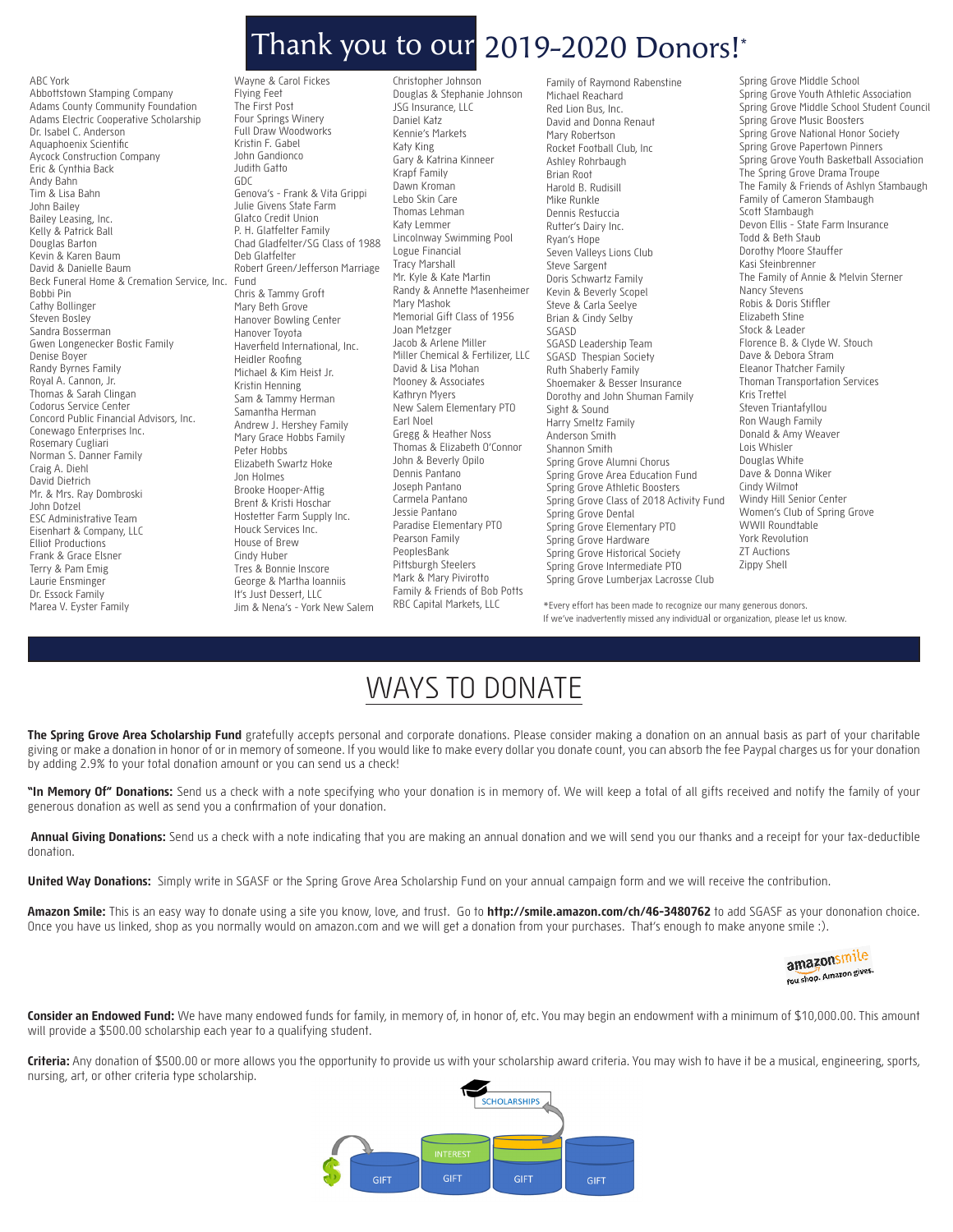# Thank you to our 2019-2020 Donors!*

ABC York
Abbottstown Stamping Company
Adams County Community Foundation
Adams Electric Cooperative Scholarship
Dr. Isabel C. Anderson
Aquaphoenix Scientific
Aycock Construction Company
Eric & Cynthia Back
Andy Bahn
Tim & Lisa Bahn
John Bailey
Bailey Leasing, Inc.
Kelly & Patrick Ball
Douglas Barton
Kevin & Karen Baum
David & Danielle Baum
Beck Funeral Home & Cremation Service, Inc.
Bobbi Pin
Cathy Bollinger
Steven Bosley
Sandra Bosserman
Gwen Longenecker Bostic Family
Denise Boyer
Randy Byrnes Family
Royal A. Cannon, Jr.
Thomas & Sarah Clingan
Codorus Service Center
Concord Public Financial Advisors, Inc.
Conewago Enterprises Inc.
Rosemary Cugliari
Norman S. Danner Family
Craig A. Diehl
David Dietrich
Mr. & Mrs. Ray Dombroski
John Dotzel
ESC Administrative Team
Eisenhart & Company, LLC
Elliot Productions
Frank & Grace Elsner
Terry & Pam Emig
Laurie Ensminger
Dr. Essock Family
Marea V. Eyster Family
Wayne & Carol Fickes
Flying Feet
The First Post
Four Springs Winery
Full Draw Woodworks
Kristin F. Gabel
John Gandionco
Judith Gatto
GDC
Genova's - Frank & Vita Grippi
Julie Givens State Farm
Glatco Credit Union
P. H. Glatfelter Family
Chad Gladfelter/SG Class of 1988
Deb Glatfelter
Robert Green/Jefferson Marriage Fund
Chris & Tammy Groft
Mary Beth Grove
Hanover Bowling Center
Hanover Toyota
Haverfield International, Inc.
Heidler Roofing
Michael & Kim Heist Jr.
Kristin Henning
Sam & Tammy Herman
Samantha Herman
Andrew J. Hershey Family
Mary Grace Hobbs Family
Peter Hobbs
Elizabeth Swartz Hoke
Jon Holmes
Brooke Hooper-Attig
Brent & Kristi Hoschar
Hostetter Farm Supply Inc.
Houck Services Inc.
House of Brew
Cindy Huber
Tres & Bonnie Inscore
George & Martha Ioanniis
It's Just Dessert, LLC
Jim & Nena's - York New Salem
Christopher Johnson
Douglas & Stephanie Johnson
JSG Insurance, LLC
Daniel Katz
Kennie's Markets
Katy King
Gary & Katrina Kinneer
Krapf Family
Dawn Kroman
Lebo Skin Care
Thomas Lehman
Katy Lemmer
Lincolnway Swimming Pool
Logue Financial
Tracy Marshall
Mr. Kyle & Kate Martin
Randy & Annette Masenheimer
Mary Mashok
Memorial Gift Class of 1956
Joan Metzger
Jacob & Arlene Miller
Miller Chemical & Fertilizer, LLC
David & Lisa Mohan
Mooney & Associates
Kathryn Myers
New Salem Elementary PTO
Earl Noel
Gregg & Heather Noss
Thomas & Elizabeth O'Connor
John & Beverly Opilo
Dennis Pantano
Joseph Pantano
Carmela Pantano
Jessie Pantano
Paradise Elementary PTO
Pearson Family
PeoplesBank
Pittsburgh Steelers
Mark & Mary Pivirotto
Family & Friends of Bob Potts
RBC Capital Markets, LLC
Family of Raymond Rabenstine
Michael Reachard
Red Lion Bus, Inc.
David and Donna Renaut
Mary Robertson
Rocket Football Club, Inc
Ashley Rohrbaugh
Brian Root
Harold B. Rudisill
Mike Runkle
Dennis Restuccia
Rutter's Dairy Inc.
Ryan's Hope
Seven Valleys Lions Club
Steve Sargent
Doris Schwartz Family
Kevin & Beverly Scopel
Steve & Carla Seelye
Brian & Cindy Selby
SGASD
SGASD Leadership Team
SGASD Thespian Society
Ruth Shaberly Family
Shoemaker & Besser Insurance
Dorothy and John Shuman Family
Sight & Sound
Harry Smeltz Family
Anderson Smith
Shannon Smith
Spring Grove Alumni Chorus
Spring Grove Area Education Fund
Spring Grove Athletic Boosters
Spring Grove Class of 2018 Activity Fund
Spring Grove Dental
Spring Grove Elementary PTO
Spring Grove Hardware
Spring Grove Historical Society
Spring Grove Intermediate PTO
Spring Grove Lumberjax Lacrosse Club
Spring Grove Middle School
Spring Grove Youth Athletic Association
Spring Grove Middle School Student Council
Spring Grove Music Boosters
Spring Grove National Honor Society
Spring Grove Papertown Pinners
Spring Grove Youth Basketball Association
The Spring Grove Drama Troupe
The Family & Friends of Ashlyn Stambaugh
Family of Cameron Stambaugh
Scott Stambaugh
Devon Ellis - State Farm Insurance
Todd & Beth Staub
Dorothy Moore Stauffer
Kasi Steinbrenner
The Family of Annie & Melvin Sterner
Nancy Stevens
Robis & Doris Stiffler
Elizabeth Stine
Stock & Leader
Florence B. & Clyde W. Stouch
Dave & Debora Stram
Eleanor Thatcher Family
Thoman Transportation Services
Kris Trettel
Steven Triantafyllou
Ron Waugh Family
Donald & Amy Weaver
Lois Whisler
Douglas White
Dave & Donna Wiker
Cindy Wilmot
Windy Hill Senior Center
Women's Club of Spring Grove
WWII Roundtable
York Revolution
ZT Auctions
Zippy Shell

*Every effort has been made to recognize our many generous donors.
If we've inadvertently missed any individual or organization, please let us know.

# WAYS TO DONATE

**The Spring Grove Area Scholarship Fund** gratefully accepts personal and corporate donations. Please consider making a donation on an annual basis as part of your charitable giving or make a donation in honor of or in memory of someone. If you would like to make every dollar you donate count, you can absorb the fee Paypal charges us for your donation by adding 2.9% to your total donation amount or you can send us a check!

**"In Memory Of" Donations:** Send us a check with a note specifying who your donation is in memory of. We will keep a total of all gifts received and notify the family of your generous donation as well as send you a confirmation of your donation.

**Annual Giving Donations:** Send us a check with a note indicating that you are making an annual donation and we will send you our thanks and a receipt for your tax-deductible donation.

**United Way Donations:** Simply write in SGASF or the Spring Grove Area Scholarship Fund on your annual campaign form and we will receive the contribution.

**Amazon Smile:** This is an easy way to donate using a site you know, love, and trust. Go to **http://smile.amazon.com/ch/46-3480762** to add SGASF as your dononation choice. Once you have us linked, shop as you normally would on amazon.com and we will get a donation from your purchases. That's enough to make anyone smile :).

amazonsmile
You shop. Amazon gives.

**Consider an Endowed Fund:** We have many endowed funds for family, in memory of, in honor of, etc. You may begin an endowment with a minimum of $10,000.00. This amount will provide a $500.00 scholarship each year to a qualifying student.

**Criteria:** Any donation of $500.00 or more allows you the opportunity to provide us with your scholarship award criteria. You may wish to have it be a musical, engineering, sports, nursing, art, or other criteria type scholarship.

SCHOLARSHIPS
GIFT | INTEREST GIFT | GIFT | GIFT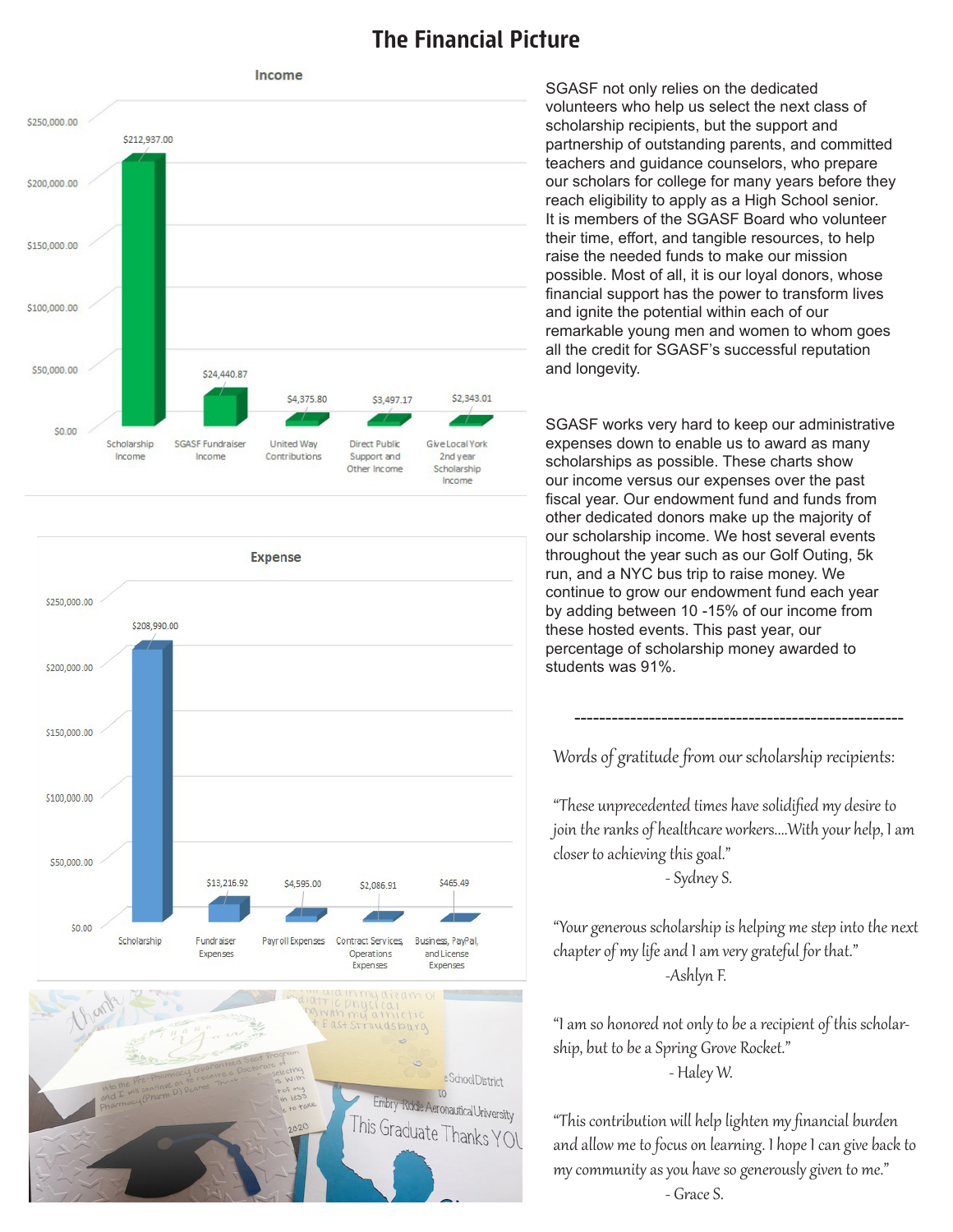# The Financial Picture

**Income**

| Category | Amount |
|---|---|
| Scholarship Income | $212,937.00 |
| SGASF Fundraiser Income | $24,440.87 |
| United Way Contributions | $4,375.80 |
| Direct Public Support and Other Income | $3,497.17 |
| Give Local York 2nd year Scholarship Income | $2,343.01 |

**Expense**

| Category | Amount |
|---|---|
| Scholarship | $208,990.00 |
| Fundraiser Expenses | $13,216.92 |
| Payroll Expenses | $4,595.00 |
| Contract Services, Operations Expenses | $2,086.91 |
| Business, PayPal, and License Expenses | $465.49 |

SGASF not only relies on the dedicated volunteers who help us select the next class of scholarship recipients, but the support and partnership of outstanding parents, and committed teachers and guidance counselors, who prepare our scholars for college for many years before they reach eligibility to apply as a High School senior. It is members of the SGASF Board who volunteer their time, effort, and tangible resources, to help raise the needed funds to make our mission possible. Most of all, it is our loyal donors, whose financial support has the power to transform lives and ignite the potential within each of our remarkable young men and women to whom goes all the credit for SGASF's successful reputation and longevity.

SGASF works very hard to keep our administrative expenses down to enable us to award as many scholarships as possible. These charts show our income versus our expenses over the past fiscal year. Our endowment fund and funds from other dedicated donors make up the majority of our scholarship income. We host several events throughout the year such as our Golf Outing, 5k run, and a NYC bus trip to raise money. We continue to grow our endowment fund each year by adding between 10 -15% of our income from these hosted events. This past year, our percentage of scholarship money awarded to students was 91%.

---

*Words of gratitude from our scholarship recipients:*

*"These unprecedented times have solidified my desire to join the ranks of healthcare workers....With your help, I am closer to achieving this goal."*
*- Sydney S.*

*"Your generous scholarship is helping me step into the next chapter of my life and I am very grateful for that."*
*-Ashlyn F.*

*"I am so honored not only to be a recipient of this scholarship, but to be a Spring Grove Rocket."*
*- Haley W.*

*"This contribution will help lighten my financial burden and allow me to focus on learning. I hope I can give back to my community as you have so generously given to me."*
*- Grace S.*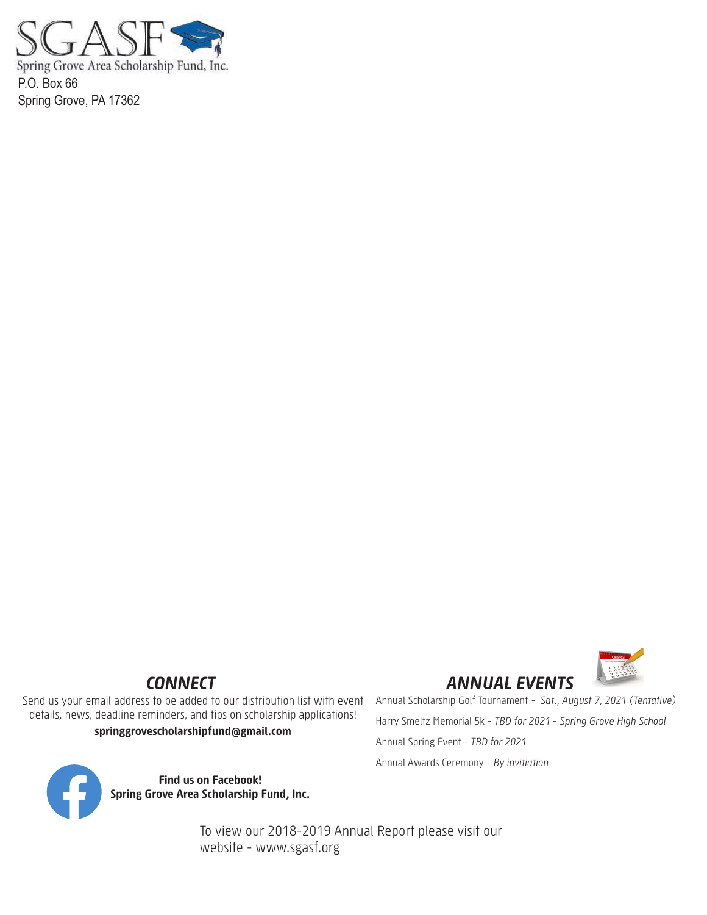SGASF

Spring Grove Area Scholarship Fund, Inc.

P.O. Box 66
Spring Grove, PA 17362

## *CONNECT*

Send us your email address to be added to our distribution list with event details, news, deadline reminders, and tips on scholarship applications!

**springgrovescholarshipfund@gmail.com**

**Find us on Facebook!**
**Spring Grove Area Scholarship Fund, Inc.**

## *ANNUAL EVENTS*

Annual Scholarship Golf Tournament - *Sat., August 7, 2021 (Tentative)*

Harry Smeltz Memorial 5k - *TBD for 2021 - Spring Grove High School*

Annual Spring Event - *TBD for 2021*

Annual Awards Ceremony - *By invitiation*

To view our 2018-2019 Annual Report please visit our website - www.sgasf.org